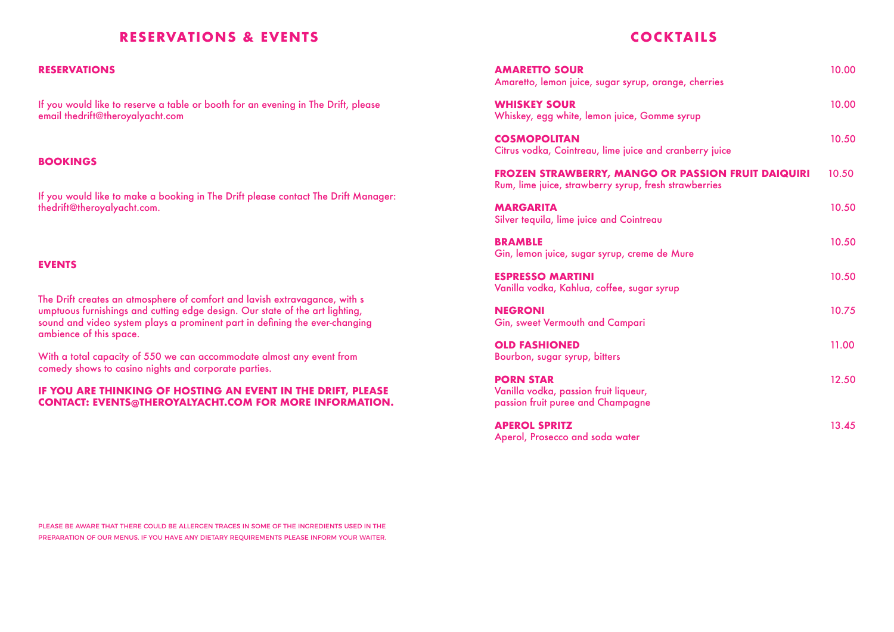## RESERVATIONS & EVENTS

### RESERVATIONS

If you would like to reserve a table or booth for an evening in The Drift, please email thedrift@theroyalyacht.com

### BOOKINGS

If you would like to make a booking in The Drift please contact The Drift Manager: thedrift@theroyalyacht.com.

### EVENTS

The Drift creates an atmosphere of comfort and lavish extravagance, with s umptuous furnishings and cutting edge design. Our state of the art lighting, sound and video system plays a prominent part in defining the ever-changing ambience of this space.

With a total capacity of 550 we can accommodate almost any event from comedy shows to casino nights and corporate parties.

**IF YOU ARE THINKING OF HOSTING AN EVENT IN THE DRIFT, PLEASE CONTACT: EVENTS@THEROYALYACHT.COM FOR MORE INFORMATION.**

PLEASE BE AWARE THAT THERE COULD BE ALLERGEN TRACES IN SOME OF THE INGREDIENTS USED IN THE PREPARATION OF OUR MENUS. IF YOU HAVE ANY DIETARY REQUIREMENTS PLEASE INFORM YOUR WAITER.

## COCKTAILS

**AMARETTO SOUR** — 10.00
Amaretto, lemon juice, sugar syrup, orange, cherries

**WHISKEY SOUR** — 10.00
Whiskey, egg white, lemon juice, Gomme syrup

**COSMOPOLITAN** — 10.50
Citrus vodka, Cointreau, lime juice and cranberry juice

**FROZEN STRAWBERRY, MANGO OR PASSION FRUIT DAIQUIRI** — 10.50
Rum, lime juice, strawberry syrup, fresh strawberries

**MARGARITA** — 10.50
Silver tequila, lime juice and Cointreau

**BRAMBLE** — 10.50
Gin, lemon juice, sugar syrup, creme de Mure

**ESPRESSO MARTINI** — 10.50
Vanilla vodka, Kahlua, coffee, sugar syrup

**NEGRONI** — 10.75
Gin, sweet Vermouth and Campari

**OLD FASHIONED** — 11.00
Bourbon, sugar syrup, bitters

**PORN STAR** — 12.50
Vanilla vodka, passion fruit liqueur,
passion fruit puree and Champagne

**APEROL SPRITZ** — 13.45
Aperol, Prosecco and soda water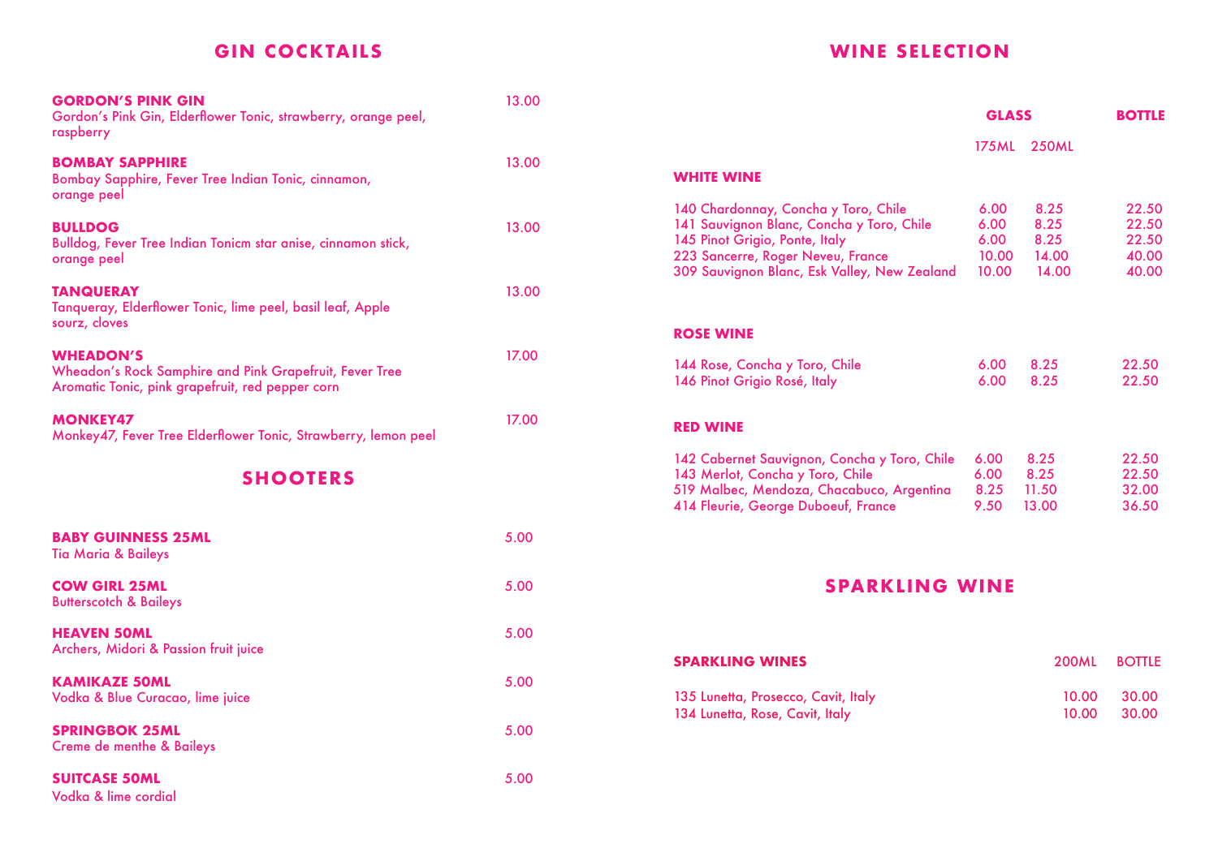## GIN COCKTAILS

**GORDON'S PINK GIN** 13.00
Gordon's Pink Gin, Elderflower Tonic, strawberry, orange peel, raspberry

**BOMBAY SAPPHIRE** 13.00
Bombay Sapphire, Fever Tree Indian Tonic, cinnamon, orange peel

**BULLDOG** 13.00
Bulldog, Fever Tree Indian Tonicm star anise, cinnamon stick, orange peel

**TANQUERAY** 13.00
Tanqueray, Elderflower Tonic, lime peel, basil leaf, Apple sourz, cloves

**WHEADON'S** 17.00
Wheadon's Rock Samphire and Pink Grapefruit, Fever Tree Aromatic Tonic, pink grapefruit, red pepper corn

**MONKEY47** 17.00
Monkey47, Fever Tree Elderflower Tonic, Strawberry, lemon peel

## SHOOTERS

**BABY GUINNESS 25ML** 5.00
Tia Maria & Baileys

**COW GIRL 25ML** 5.00
Butterscotch & Baileys

**HEAVEN 50ML** 5.00
Archers, Midori & Passion fruit juice

**KAMIKAZE 50ML** 5.00
Vodka & Blue Curacao, lime juice

**SPRINGBOK 25ML** 5.00
Creme de menthe & Baileys

**SUITCASE 50ML** 5.00
Vodka & lime cordial

## WINE SELECTION

| | GLASS 175ML | GLASS 250ML | BOTTLE |
|---|---|---|---|
| **WHITE WINE** | | | |
| 140 Chardonnay, Concha y Toro, Chile | 6.00 | 8.25 | 22.50 |
| 141 Sauvignon Blanc, Concha y Toro, Chile | 6.00 | 8.25 | 22.50 |
| 145 Pinot Grigio, Ponte, Italy | 6.00 | 8.25 | 22.50 |
| 223 Sancerre, Roger Neveu, France | 10.00 | 14.00 | 40.00 |
| 309 Sauvignon Blanc, Esk Valley, New Zealand | 10.00 | 14.00 | 40.00 |
| **ROSE WINE** | | | |
| 144 Rose, Concha y Toro, Chile | 6.00 | 8.25 | 22.50 |
| 146 Pinot Grigio Rosé, Italy | 6.00 | 8.25 | 22.50 |
| **RED WINE** | | | |
| 142 Cabernet Sauvignon, Concha y Toro, Chile | 6.00 | 8.25 | 22.50 |
| 143 Merlot, Concha y Toro, Chile | 6.00 | 8.25 | 22.50 |
| 519 Malbec, Mendoza, Chacabuco, Argentina | 8.25 | 11.50 | 32.00 |
| 414 Fleurie, George Duboeuf, France | 9.50 | 13.00 | 36.50 |

## SPARKLING WINE

| **SPARKLING WINES** | 200ML | BOTTLE |
|---|---|---|
| 135 Lunetta, Prosecco, Cavit, Italy | 10.00 | 30.00 |
| 134 Lunetta, Rose, Cavit, Italy | 10.00 | 30.00 |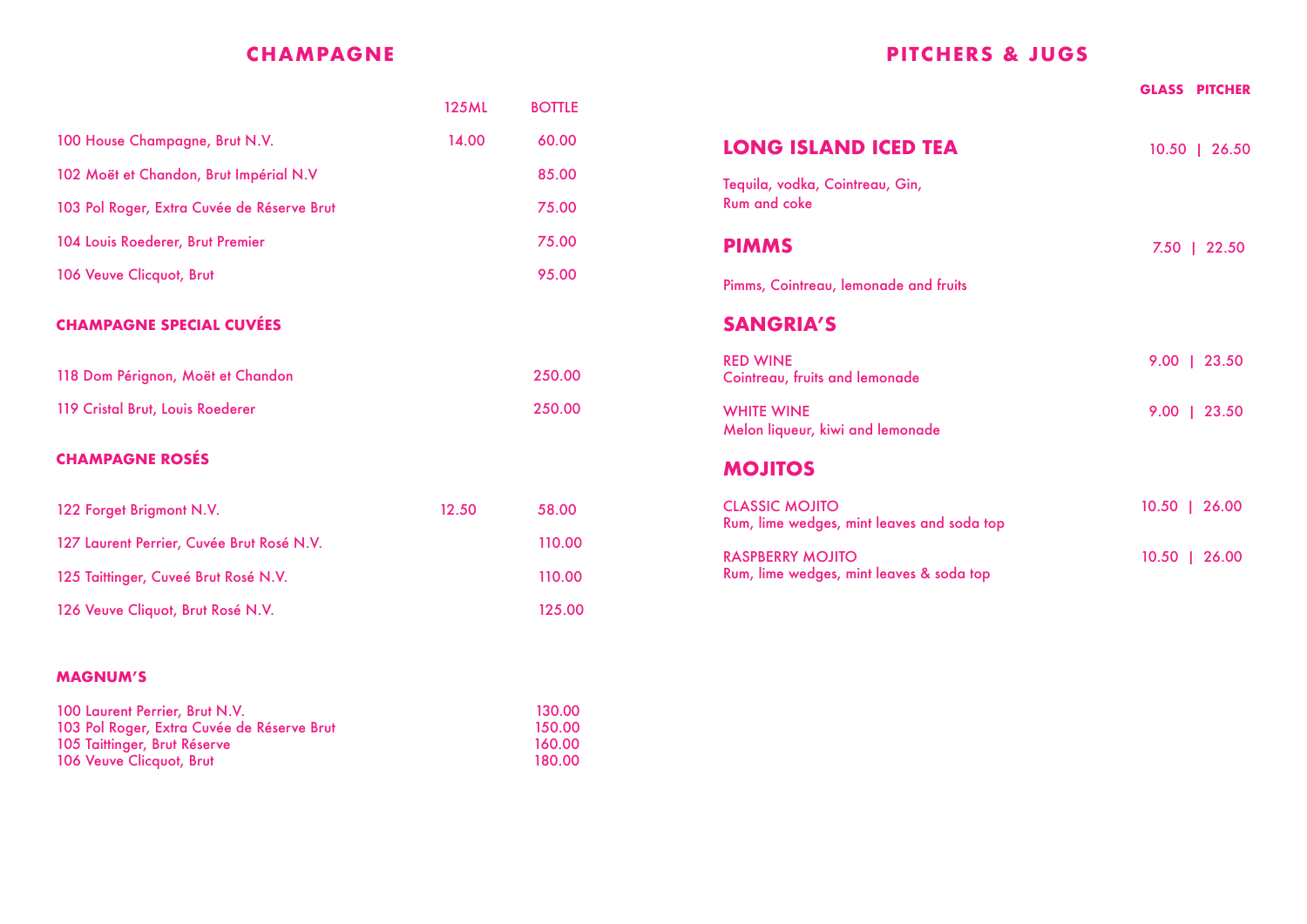## CHAMPAGNE

| | 125ML | BOTTLE |
|---|---|---|
| 100 House Champagne, Brut N.V. | 14.00 | 60.00 |
| 102 Moët et Chandon, Brut Impérial N.V | | 85.00 |
| 103 Pol Roger, Extra Cuvée de Réserve Brut | | 75.00 |
| 104 Louis Roederer, Brut Premier | | 75.00 |
| 106 Veuve Clicquot, Brut | | 95.00 |

### CHAMPAGNE SPECIAL CUVÉES

| | 125ML | BOTTLE |
|---|---|---|
| 118 Dom Pérignon, Moët et Chandon | | 250.00 |
| 119 Cristal Brut, Louis Roederer | | 250.00 |

### CHAMPAGNE ROSÉS

| | 125ML | BOTTLE |
|---|---|---|
| 122 Forget Brigmont N.V. | 12.50 | 58.00 |
| 127 Laurent Perrier, Cuvée Brut Rosé N.V. | | 110.00 |
| 125 Taittinger, Cuveé Brut Rosé N.V. | | 110.00 |
| 126 Veuve Cliquot, Brut Rosé N.V. | | 125.00 |

### MAGNUM'S

| | |
|---|---|
| 100 Laurent Perrier, Brut N.V. | 130.00 |
| 103 Pol Roger, Extra Cuvée de Réserve Brut | 150.00 |
| 105 Taittinger, Brut Réserve | 160.00 |
| 106 Veuve Clicquot, Brut | 180.00 |

## PITCHERS & JUGS

GLASS | PITCHER

### LONG ISLAND ICED TEA — 10.50 | 26.50

Tequila, vodka, Cointreau, Gin,
Rum and coke

### PIMMS — 7.50 | 22.50

Pimms, Cointreau, lemonade and fruits

### SANGRIA'S

RED WINE — 9.00 | 23.50
Cointreau, fruits and lemonade

WHITE WINE — 9.00 | 23.50
Melon liqueur, kiwi and lemonade

### MOJITOS

CLASSIC MOJITO — 10.50 | 26.00
Rum, lime wedges, mint leaves and soda top

RASPBERRY MOJITO — 10.50 | 26.00
Rum, lime wedges, mint leaves & soda top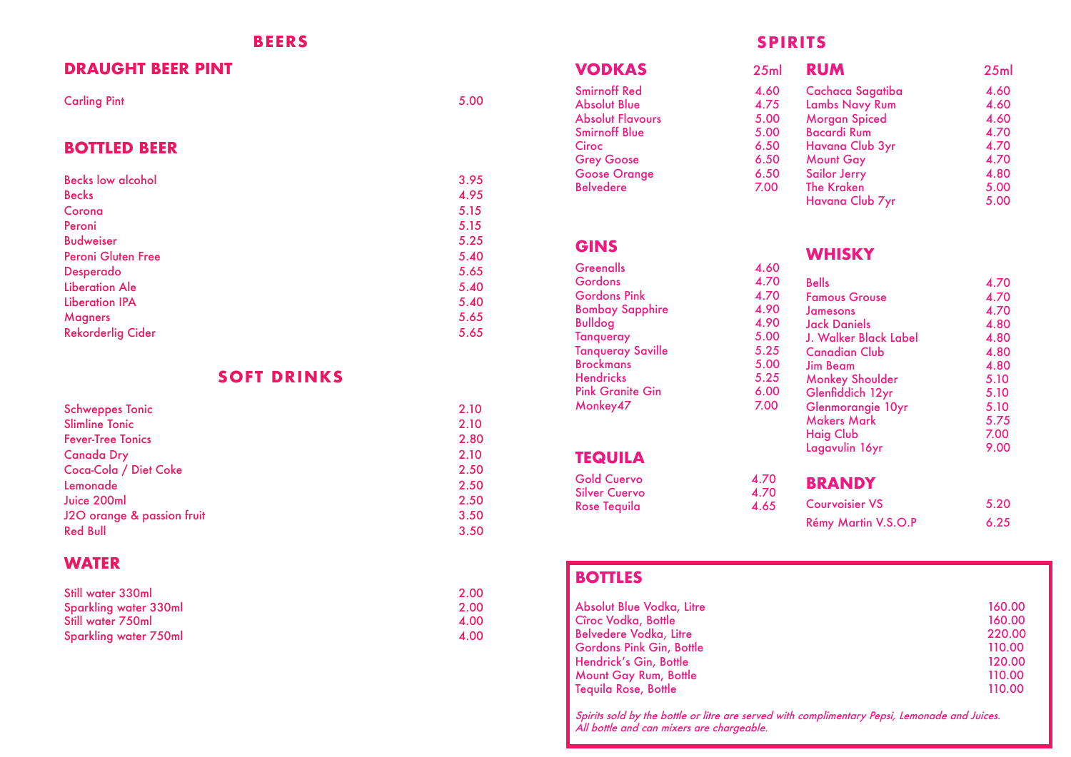# BEERS

## DRAUGHT BEER PINT

| | |
|---|---|
| Carling Pint | 5.00 |

## BOTTLED BEER

| | |
|---|---|
| Becks low alcohol | 3.95 |
| Becks | 4.95 |
| Corona | 5.15 |
| Peroni | 5.15 |
| Budweiser | 5.25 |
| Peroni Gluten Free | 5.40 |
| Desperado | 5.65 |
| Liberation Ale | 5.40 |
| Liberation IPA | 5.40 |
| Magners | 5.65 |
| Rekorderlig Cider | 5.65 |

# SOFT DRINKS

| | |
|---|---|
| Schweppes Tonic | 2.10 |
| Slimline Tonic | 2.10 |
| Fever-Tree Tonics | 2.80 |
| Canada Dry | 2.10 |
| Coca-Cola / Diet Coke | 2.50 |
| Lemonade | 2.50 |
| Juice 200ml | 2.50 |
| J2O orange & passion fruit | 3.50 |
| Red Bull | 3.50 |

## WATER

| | |
|---|---|
| Still water 330ml | 2.00 |
| Sparkling water 330ml | 2.00 |
| Still water 750ml | 4.00 |
| Sparkling water 750ml | 4.00 |

# SPIRITS

## VODKAS

| | 25ml |
|---|---|
| Smirnoff Red | 4.60 |
| Absolut Blue | 4.75 |
| Absolut Flavours | 5.00 |
| Smirnoff Blue | 5.00 |
| Ciroc | 6.50 |
| Grey Goose | 6.50 |
| Goose Orange | 6.50 |
| Belvedere | 7.00 |

## GINS

| | |
|---|---|
| Greenalls | 4.60 |
| Gordons | 4.70 |
| Gordons Pink | 4.70 |
| Bombay Sapphire | 4.90 |
| Bulldog | 4.90 |
| Tanqueray | 5.00 |
| Tanqueray Saville | 5.25 |
| Brockmans | 5.00 |
| Hendricks | 5.25 |
| Pink Granite Gin | 6.00 |
| Monkey47 | 7.00 |

## TEQUILA

| | |
|---|---|
| Gold Cuervo | 4.70 |
| Silver Cuervo | 4.70 |
| Rose Tequila | 4.65 |

## RUM

| | 25ml |
|---|---|
| Cachaca Sagatiba | 4.60 |
| Lambs Navy Rum | 4.60 |
| Morgan Spiced | 4.60 |
| Bacardi Rum | 4.70 |
| Havana Club 3yr | 4.70 |
| Mount Gay | 4.70 |
| Sailor Jerry | 4.80 |
| The Kraken | 5.00 |
| Havana Club 7yr | 5.00 |

## WHISKY

| | |
|---|---|
| Bells | 4.70 |
| Famous Grouse | 4.70 |
| Jamesons | 4.70 |
| Jack Daniels | 4.80 |
| J. Walker Black Label | 4.80 |
| Canadian Club | 4.80 |
| Jim Beam | 4.80 |
| Monkey Shoulder | 5.10 |
| Glenfiddich 12yr | 5.10 |
| Glenmorangie 10yr | 5.10 |
| Makers Mark | 5.75 |
| Haig Club | 7.00 |
| Lagavulin 16yr | 9.00 |

## BRANDY

| | |
|---|---|
| Courvoisier VS | 5.20 |
| Rémy Martin V.S.O.P | 6.25 |

## BOTTLES

| | |
|---|---|
| Absolut Blue Vodka, Litre | 160.00 |
| Cîroc Vodka, Bottle | 160.00 |
| Belvedere Vodka, Litre | 220.00 |
| Gordons Pink Gin, Bottle | 110.00 |
| Hendrick's Gin, Bottle | 120.00 |
| Mount Gay Rum, Bottle | 110.00 |
| Tequila Rose, Bottle | 110.00 |

*Spirits sold by the bottle or litre are served with complimentary Pepsi, Lemonade and Juices. All bottle and can mixers are chargeable.*